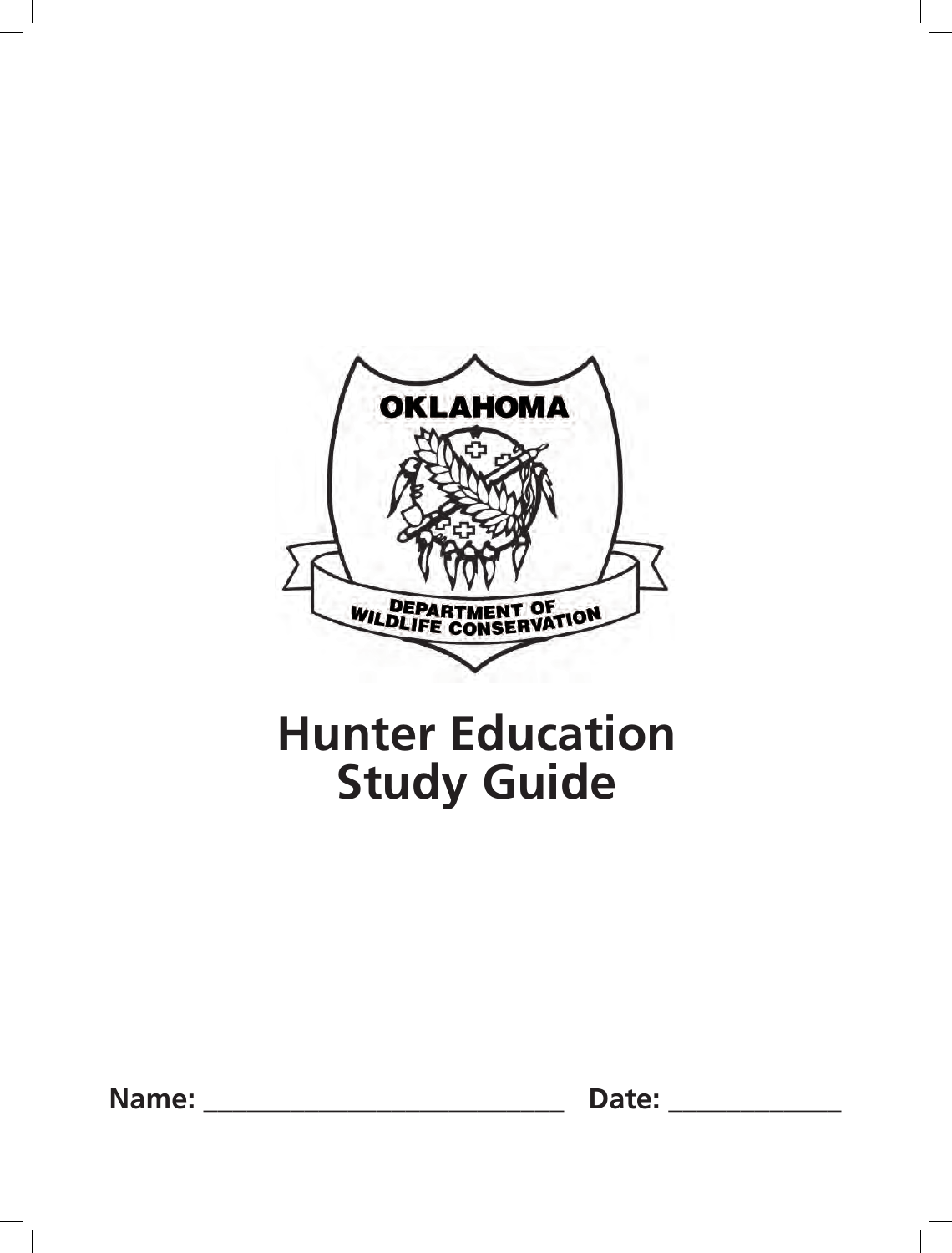OKLAHOMA

DEPARTMENT OF WILDLIFE CONSERVATION

# Hunter Education Study Guide

**Name:** ______________________________ **Date:** ______________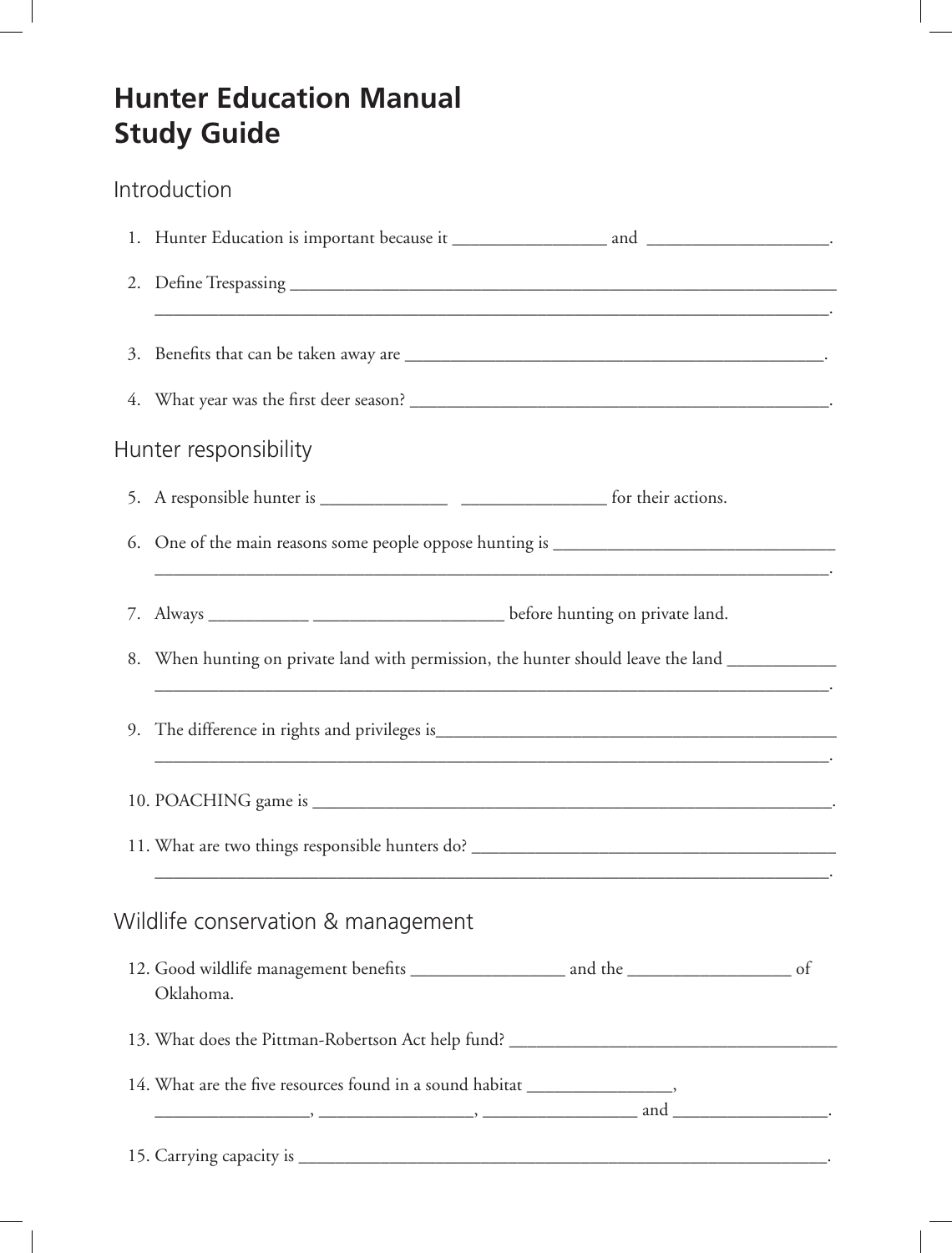# Hunter Education Manual Study Guide

## Introduction

1. Hunter Education is important because it _________________ and ____________________.

2. Define Trespassing _______________________________________________________________
_________________________________________________________________________.

3. Benefits that can be taken away are _______________________________________________.

4. What year was the first deer season? _______________________________________________.

## Hunter responsibility

5. A responsible hunter is ______________ ________________ for their actions.

6. One of the main reasons some people oppose hunting is _______________________________
_________________________________________________________________________.

7. Always ___________ _____________________ before hunting on private land.

8. When hunting on private land with permission, the hunter should leave the land ____________
_________________________________________________________________________.

9. The difference in rights and privileges is______________________________________________
_________________________________________________________________________.

10. POACHING game is _______________________________________________________________.

11. What are two things responsible hunters do? __________________________________________
_________________________________________________________________________.

## Wildlife conservation & management

12. Good wildlife management benefits _________________ and the __________________ of Oklahoma.

13. What does the Pittman-Robertson Act help fund? _____________________________________

14. What are the five resources found in a sound habitat ________________,
_________________, _________________, _________________ and _________________.

15. Carrying capacity is _______________________________________________________________.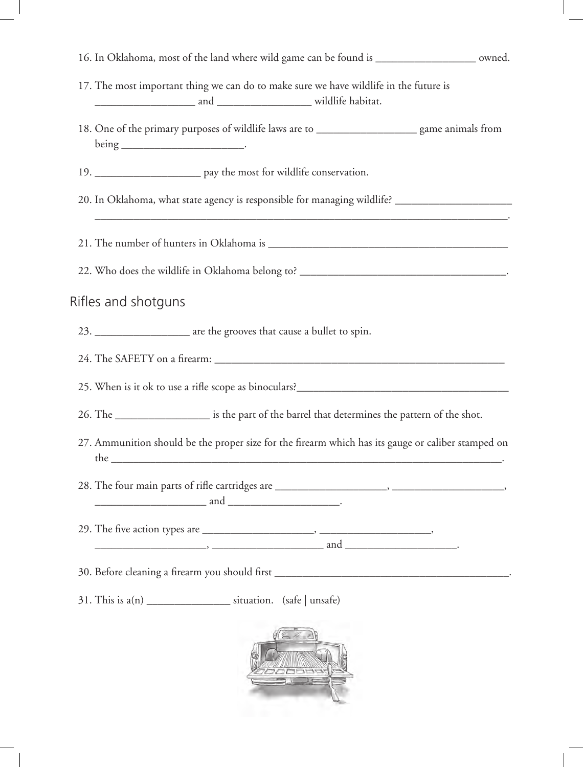16. In Oklahoma, most of the land where wild game can be found is __________________ owned.

17. The most important thing we can do to make sure we have wildlife in the future is __________________ and _________________ wildlife habitat.

18. One of the primary purposes of wildlife laws are to __________________ game animals from being ______________________.

19. ___________________ pay the most for wildlife conservation.

20. In Oklahoma, what state agency is responsible for managing wildlife? _____________________ ___________________________________________________________________________.

21. The number of hunters in Oklahoma is _____________________________________________

22. Who does the wildlife in Oklahoma belong to? _____________________________________.

## Rifles and shotguns

23. _________________ are the grooves that cause a bullet to spin.

24. The SAFETY on a firearm: ______________________________________________________

25. When is it ok to use a rifle scope as binoculars?_______________________________________

26. The _________________ is the part of the barrel that determines the pattern of the shot.

27. Ammunition should be the proper size for the firearm which has its gauge or caliber stamped on the ___________________________________________________________________________.

28. The four main parts of rifle cartridges are ____________________, ____________________, ____________________ and ____________________.

29. The five action types are ____________________, ____________________, ____________________, ____________________ and ____________________.

30. Before cleaning a firearm you should first ____________________________________________.

31. This is a(n) _______________ situation. (safe | unsafe)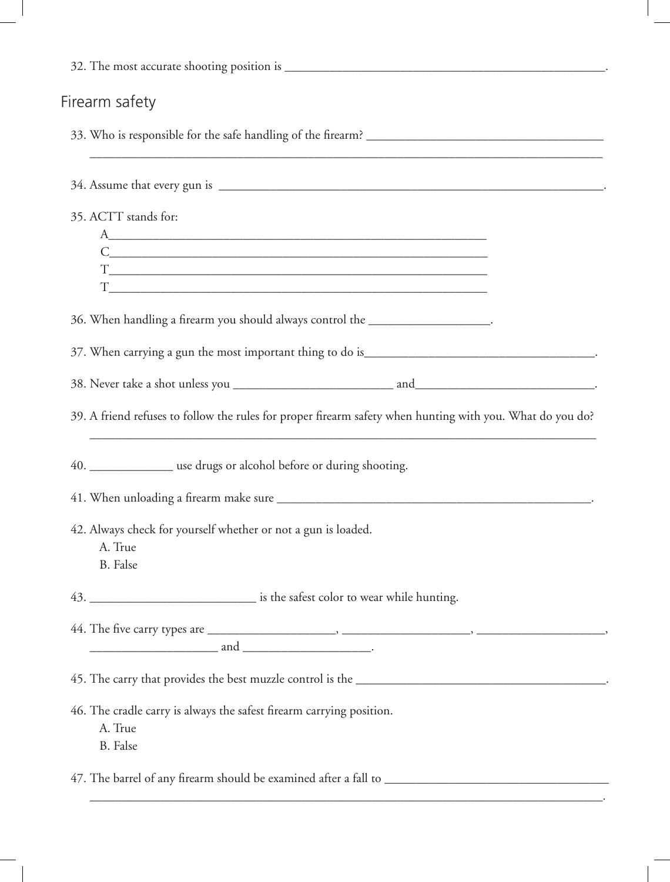32. The most accurate shooting position is ______________________________________________.

## Firearm safety

33. Who is responsible for the safe handling of the firearm? ___________________________________
_______________________________________________________________________________

34. Assume that every gun is ____________________________________________________________.

35. ACTT stands for:

A________________________________________________________
C________________________________________________________
T________________________________________________________
T________________________________________________________

36. When handling a firearm you should always control the __________________.

37. When carrying a gun the most important thing to do is__________________________________.

38. Never take a shot unless you ________________________ and___________________________.

39. A friend refuses to follow the rules for proper firearm safety when hunting with you. What do you do?
_______________________________________________________________________________

40. ____________ use drugs or alcohol before or during shooting.

41. When unloading a firearm make sure _________________________________________________.

42. Always check for yourself whether or not a gun is loaded.

A. True
B. False

43. ________________________ is the safest color to wear while hunting.

44. The five carry types are ___________________, ___________________, ___________________,
___________________ and ___________________.

45. The carry that provides the best muzzle control is the _____________________________________.

46. The cradle carry is always the safest firearm carrying position.

A. True
B. False

47. The barrel of any firearm should be examined after a fall to ___________________________________
_______________________________________________________________________________.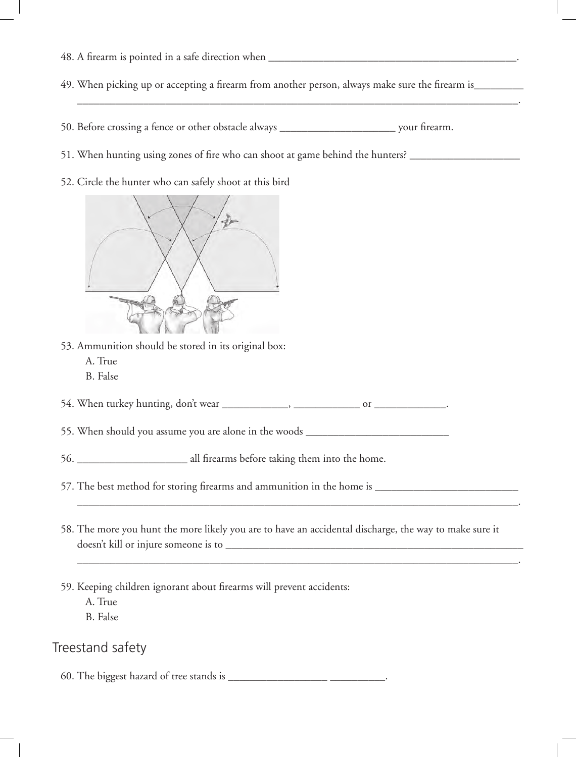48. A firearm is pointed in a safe direction when ____________________________________________.

49. When picking up or accepting a firearm from another person, always make sure the firearm is_________ ________________________________________________________________________________.

50. Before crossing a fence or other obstacle always ____________________ your firearm.

51. When hunting using zones of fire who can shoot at game behind the hunters? ___________________

52. Circle the hunter who can safely shoot at this bird

53. Ammunition should be stored in its original box:

  A. True
  B. False

54. When turkey hunting, don't wear ___________, ___________ or ____________.

55. When should you assume you are alone in the woods ________________________

56. ___________________ all firearms before taking them into the home.

57. The best method for storing firearms and ammunition in the home is ________________________ ________________________________________________________________________________.

58. The more you hunt the more likely you are to have an accidental discharge, the way to make sure it doesn't kill or injure someone is to ______________________________________________________ ________________________________________________________________________________.

59. Keeping children ignorant about firearms will prevent accidents:

  A. True
  B. False

## Treestand safety

60. The biggest hazard of tree stands is _________________ __________.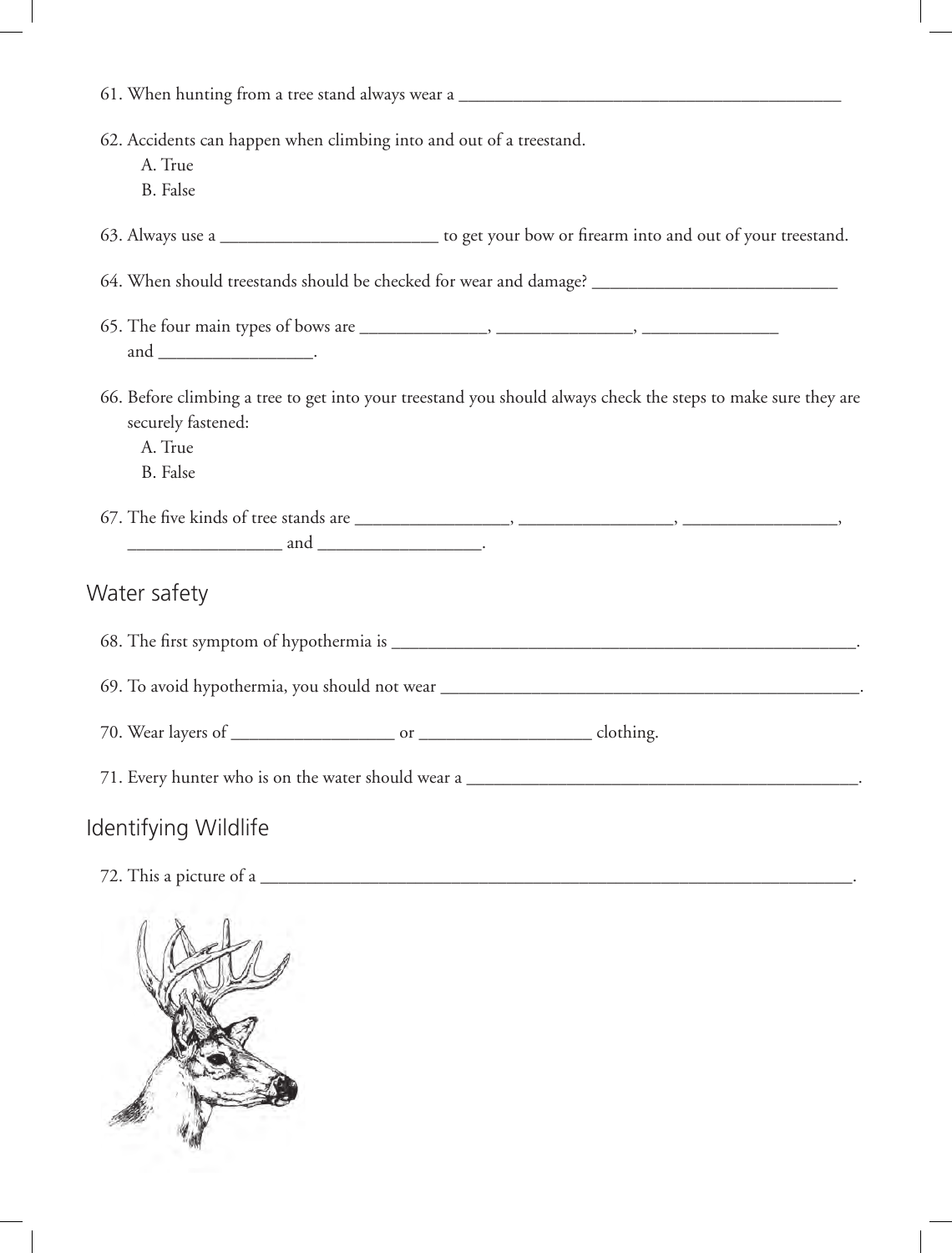61. When hunting from a tree stand always wear a ___________________________________________

62. Accidents can happen when climbing into and out of a treestand.
   A. True
   B. False

63. Always use a ________________________ to get your bow or firearm into and out of your treestand.

64. When should treestands should be checked for wear and damage? ___________________________

65. The four main types of bows are ______________, _______________, _______________ and _________________.

66. Before climbing a tree to get into your treestand you should always check the steps to make sure they are securely fastened:
   A. True
   B. False

67. The five kinds of tree stands are _________________, _________________, _________________, _________________ and __________________.

## Water safety

68. The first symptom of hypothermia is ___________________________________________________.

69. To avoid hypothermia, you should not wear _______________________________________________.

70. Wear layers of __________________ or ___________________ clothing.

71. Every hunter who is on the water should wear a ____________________________________________.

## Identifying Wildlife

72. This a picture of a _________________________________________________________________.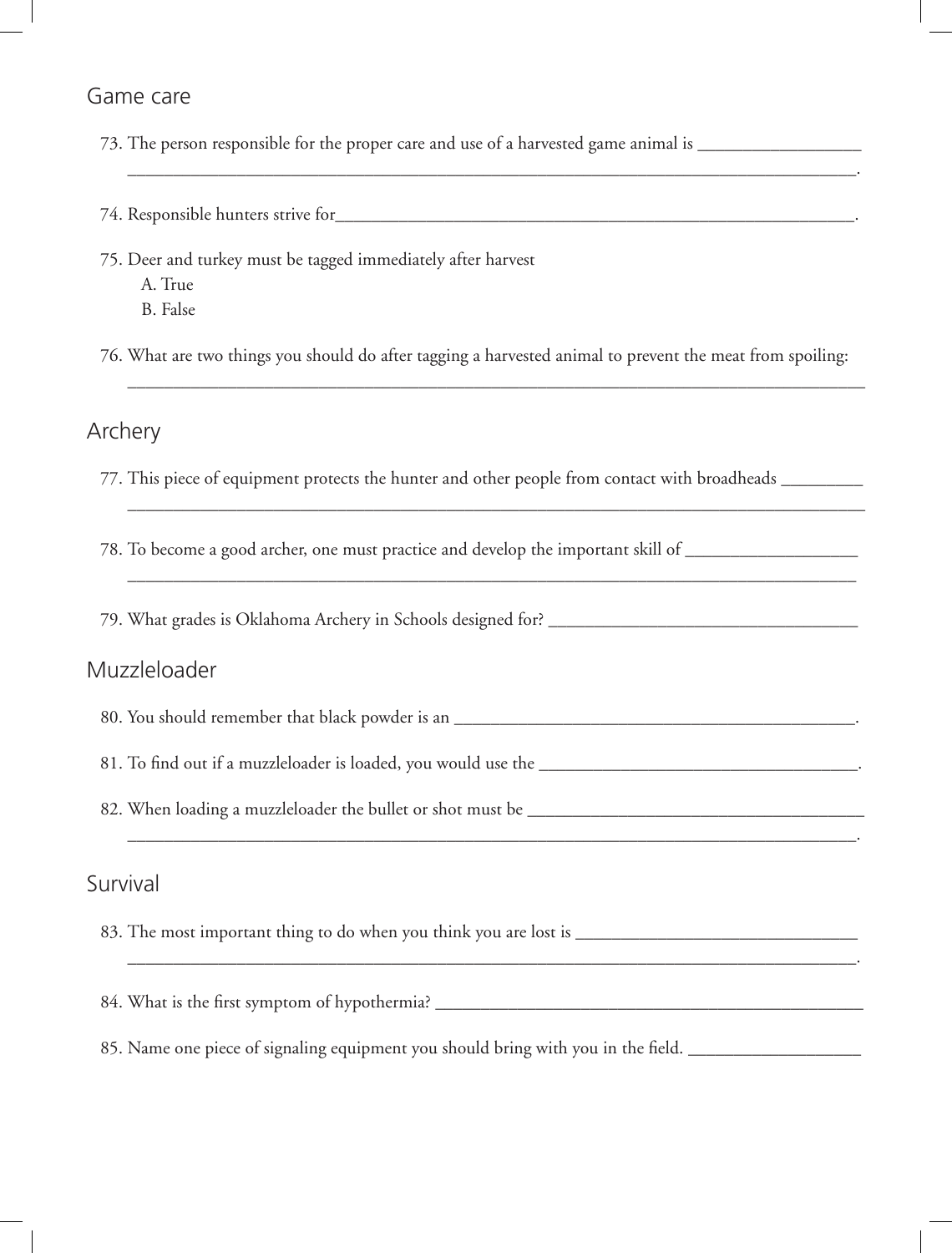## Game care

73. The person responsible for the proper care and use of a harvested game animal is __________________ ______________________________________________________________________________.

74. Responsible hunters strive for______________________________________________________________.

75. Deer and turkey must be tagged immediately after harvest
    A. True
    B. False

76. What are two things you should do after tagging a harvested animal to prevent the meat from spoiling: ______________________________________________________________________________

## Archery

77. This piece of equipment protects the hunter and other people from contact with broadheads _________ ______________________________________________________________________________

78. To become a good archer, one must practice and develop the important skill of ___________________ ______________________________________________________________________________

79. What grades is Oklahoma Archery in Schools designed for? __________________________________

## Muzzleloader

80. You should remember that black powder is an _______________________________________________.

81. To find out if a muzzleloader is loaded, you would use the ____________________________________.

82. When loading a muzzleloader the bullet or shot must be ______________________________________ ______________________________________________________________________________.

## Survival

83. The most important thing to do when you think you are lost is ________________________________ ______________________________________________________________________________.

84. What is the first symptom of hypothermia? __________________________________________________

85. Name one piece of signaling equipment you should bring with you in the field. ___________________